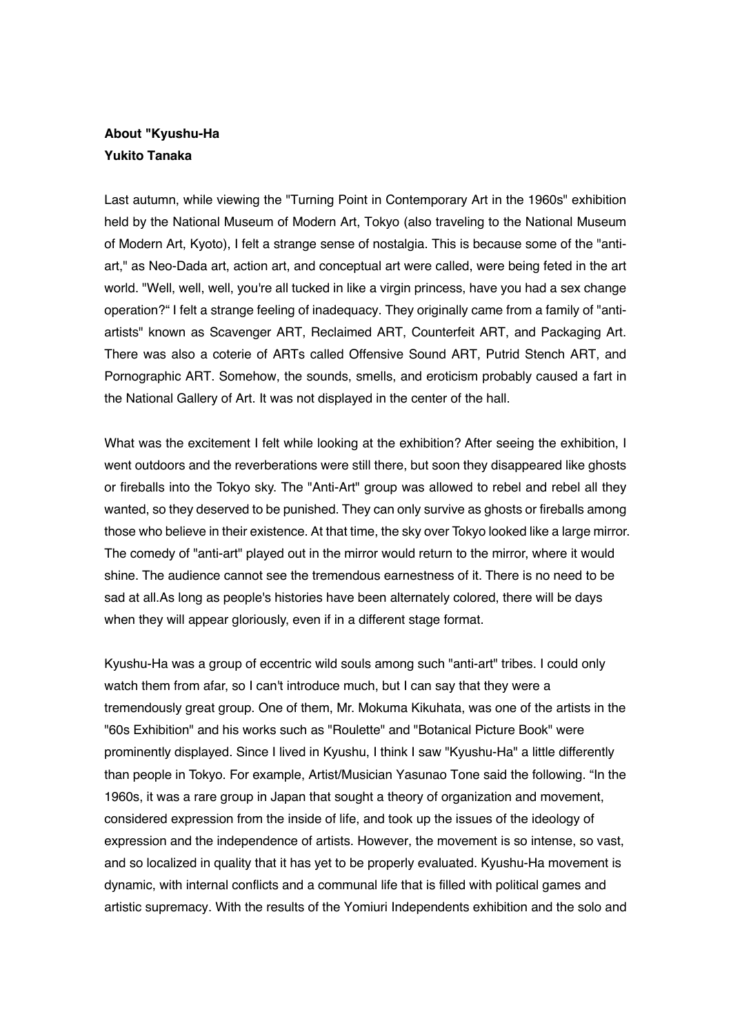**About "Kyushu-Ha**
**Yukito Tanaka**

Last autumn, while viewing the "Turning Point in Contemporary Art in the 1960s" exhibition held by the National Museum of Modern Art, Tokyo (also traveling to the National Museum of Modern Art, Kyoto), I felt a strange sense of nostalgia. This is because some of the "anti-art," as Neo-Dada art, action art, and conceptual art were called, were being feted in the art world. "Well, well, well, you're all tucked in like a virgin princess, have you had a sex change operation?" I felt a strange feeling of inadequacy. They originally came from a family of "anti-artists" known as Scavenger ART, Reclaimed ART, Counterfeit ART, and Packaging Art. There was also a coterie of ARTs called Offensive Sound ART, Putrid Stench ART, and Pornographic ART. Somehow, the sounds, smells, and eroticism probably caused a fart in the National Gallery of Art. It was not displayed in the center of the hall.

What was the excitement I felt while looking at the exhibition? After seeing the exhibition, I went outdoors and the reverberations were still there, but soon they disappeared like ghosts or fireballs into the Tokyo sky. The "Anti-Art" group was allowed to rebel and rebel all they wanted, so they deserved to be punished. They can only survive as ghosts or fireballs among those who believe in their existence. At that time, the sky over Tokyo looked like a large mirror. The comedy of "anti-art" played out in the mirror would return to the mirror, where it would shine. The audience cannot see the tremendous earnestness of it. There is no need to be sad at all.As long as people's histories have been alternately colored, there will be days when they will appear gloriously, even if in a different stage format.

Kyushu-Ha was a group of eccentric wild souls among such "anti-art" tribes. I could only watch them from afar, so I can't introduce much, but I can say that they were a tremendously great group. One of them, Mr. Mokuma Kikuhata, was one of the artists in the "60s Exhibition" and his works such as "Roulette" and "Botanical Picture Book" were prominently displayed. Since I lived in Kyushu, I think I saw "Kyushu-Ha" a little differently than people in Tokyo. For example, Artist/Musician Yasunao Tone said the following. "In the 1960s, it was a rare group in Japan that sought a theory of organization and movement, considered expression from the inside of life, and took up the issues of the ideology of expression and the independence of artists. However, the movement is so intense, so vast, and so localized in quality that it has yet to be properly evaluated. Kyushu-Ha movement is dynamic, with internal conflicts and a communal life that is filled with political games and artistic supremacy. With the results of the Yomiuri Independents exhibition and the solo and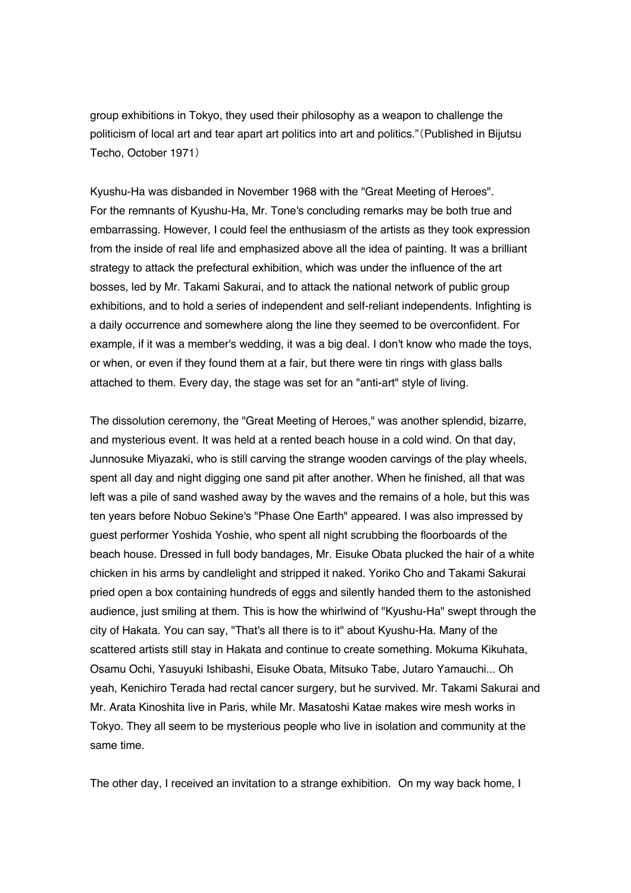group exhibitions in Tokyo, they used their philosophy as a weapon to challenge the politicism of local art and tear apart art politics into art and politics."（Published in Bijutsu Techo, October 1971）

Kyushu-Ha was disbanded in November 1968 with the "Great Meeting of Heroes". For the remnants of Kyushu-Ha, Mr. Tone's concluding remarks may be both true and embarrassing. However, I could feel the enthusiasm of the artists as they took expression from the inside of real life and emphasized above all the idea of painting. It was a brilliant strategy to attack the prefectural exhibition, which was under the influence of the art bosses, led by Mr. Takami Sakurai, and to attack the national network of public group exhibitions, and to hold a series of independent and self-reliant independents. Infighting is a daily occurrence and somewhere along the line they seemed to be overconfident. For example, if it was a member's wedding, it was a big deal. I don't know who made the toys, or when, or even if they found them at a fair, but there were tin rings with glass balls attached to them. Every day, the stage was set for an "anti-art" style of living.

The dissolution ceremony, the "Great Meeting of Heroes," was another splendid, bizarre, and mysterious event. It was held at a rented beach house in a cold wind. On that day, Junnosuke Miyazaki, who is still carving the strange wooden carvings of the play wheels, spent all day and night digging one sand pit after another. When he finished, all that was left was a pile of sand washed away by the waves and the remains of a hole, but this was ten years before Nobuo Sekine's "Phase One Earth" appeared. I was also impressed by guest performer Yoshida Yoshie, who spent all night scrubbing the floorboards of the beach house. Dressed in full body bandages, Mr. Eisuke Obata plucked the hair of a white chicken in his arms by candlelight and stripped it naked. Yoriko Cho and Takami Sakurai pried open a box containing hundreds of eggs and silently handed them to the astonished audience, just smiling at them. This is how the whirlwind of "Kyushu-Ha" swept through the city of Hakata. You can say, "That's all there is to it" about Kyushu-Ha. Many of the scattered artists still stay in Hakata and continue to create something. Mokuma Kikuhata, Osamu Ochi, Yasuyuki Ishibashi, Eisuke Obata, Mitsuko Tabe, Jutaro Yamauchi... Oh yeah, Kenichiro Terada had rectal cancer surgery, but he survived. Mr. Takami Sakurai and Mr. Arata Kinoshita live in Paris, while Mr. Masatoshi Katae makes wire mesh works in Tokyo. They all seem to be mysterious people who live in isolation and community at the same time.

The other day, I received an invitation to a strange exhibition. On my way back home, I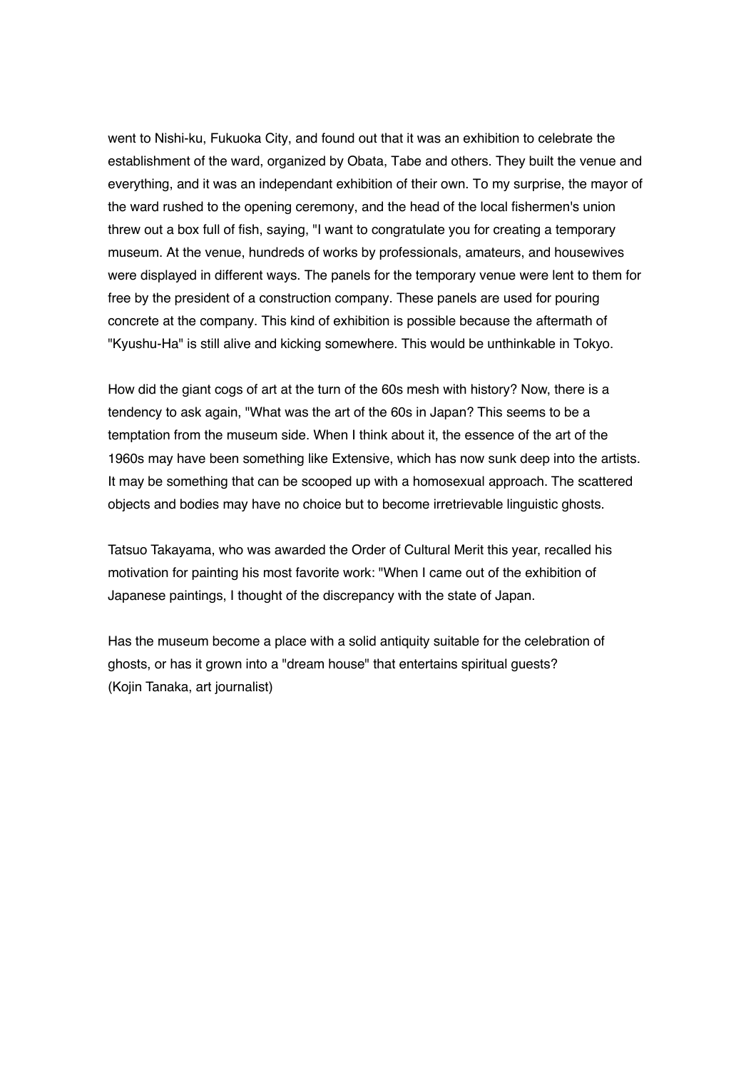went to Nishi-ku, Fukuoka City, and found out that it was an exhibition to celebrate the establishment of the ward, organized by Obata, Tabe and others. They built the venue and everything, and it was an independant exhibition of their own. To my surprise, the mayor of the ward rushed to the opening ceremony, and the head of the local fishermen's union threw out a box full of fish, saying, "I want to congratulate you for creating a temporary museum. At the venue, hundreds of works by professionals, amateurs, and housewives were displayed in different ways. The panels for the temporary venue were lent to them for free by the president of a construction company. These panels are used for pouring concrete at the company. This kind of exhibition is possible because the aftermath of "Kyushu-Ha" is still alive and kicking somewhere. This would be unthinkable in Tokyo.

How did the giant cogs of art at the turn of the 60s mesh with history? Now, there is a tendency to ask again, "What was the art of the 60s in Japan? This seems to be a temptation from the museum side. When I think about it, the essence of the art of the 1960s may have been something like Extensive, which has now sunk deep into the artists. It may be something that can be scooped up with a homosexual approach. The scattered objects and bodies may have no choice but to become irretrievable linguistic ghosts.

Tatsuo Takayama, who was awarded the Order of Cultural Merit this year, recalled his motivation for painting his most favorite work: "When I came out of the exhibition of Japanese paintings, I thought of the discrepancy with the state of Japan.

Has the museum become a place with a solid antiquity suitable for the celebration of ghosts, or has it grown into a "dream house" that entertains spiritual guests?
(Kojin Tanaka, art journalist)